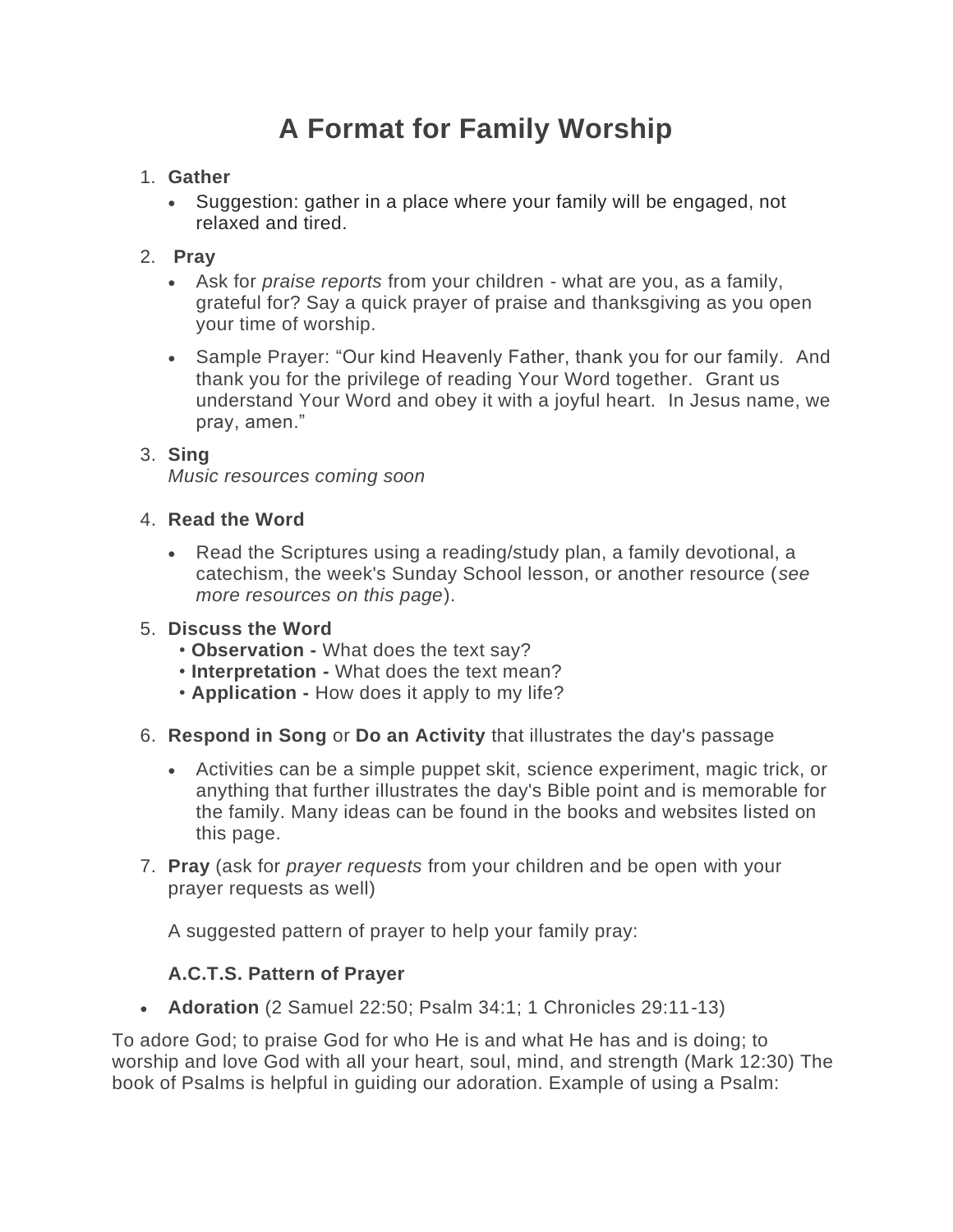# A Format for Family Worship

1. **Gather**
   - Suggestion: gather in a place where your family will be engaged, not relaxed and tired.

2. **Pray**
   - Ask for *praise reports* from your children - what are you, as a family, grateful for? Say a quick prayer of praise and thanksgiving as you open your time of worship.
   - Sample Prayer: "Our kind Heavenly Father, thank you for our family. And thank you for the privilege of reading Your Word together. Grant us understand Your Word and obey it with a joyful heart. In Jesus name, we pray, amen."

3. **Sing**
   *Music resources coming soon*

4. **Read the Word**
   - Read the Scriptures using a reading/study plan, a family devotional, a catechism, the week's Sunday School lesson, or another resource (*see more resources on this page*).

5. **Discuss the Word**
   • **Observation -** What does the text say?
   • **Interpretation -** What does the text mean?
   • **Application -** How does it apply to my life?

6. **Respond in Song** or **Do an Activity** that illustrates the day's passage
   - Activities can be a simple puppet skit, science experiment, magic trick, or anything that further illustrates the day's Bible point and is memorable for the family. Many ideas can be found in the books and websites listed on this page.

7. **Pray** (ask for *prayer requests* from your children and be open with your prayer requests as well)

   A suggested pattern of prayer to help your family pray:

   **A.C.T.S. Pattern of Prayer**

- **Adoration** (2 Samuel 22:50; Psalm 34:1; 1 Chronicles 29:11-13)

To adore God; to praise God for who He is and what He has and is doing; to worship and love God with all your heart, soul, mind, and strength (Mark 12:30) The book of Psalms is helpful in guiding our adoration. Example of using a Psalm: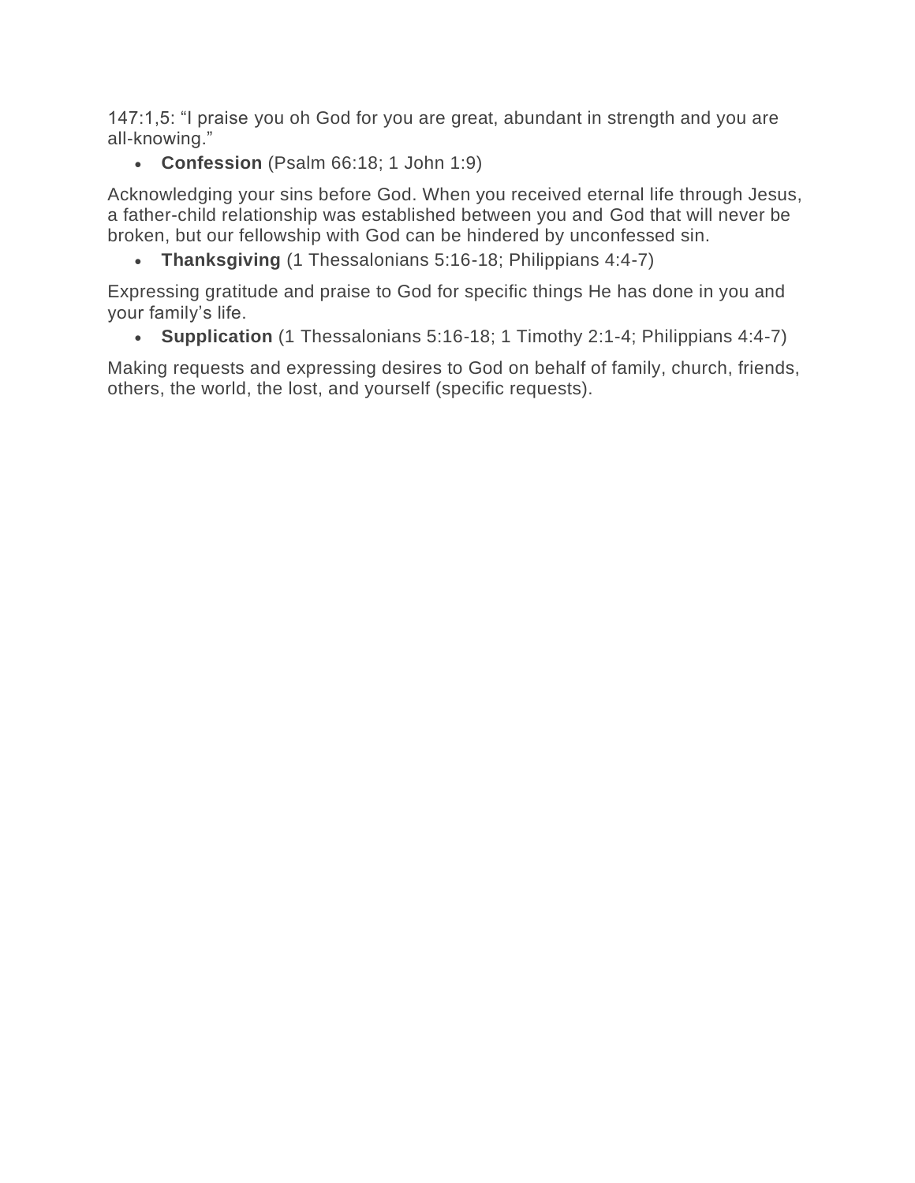147:1,5: “I praise you oh God for you are great, abundant in strength and you are all-knowing.”

- **Confession** (Psalm 66:18; 1 John 1:9)

Acknowledging your sins before God. When you received eternal life through Jesus, a father-child relationship was established between you and God that will never be broken, but our fellowship with God can be hindered by unconfessed sin.

- **Thanksgiving** (1 Thessalonians 5:16-18; Philippians 4:4-7)

Expressing gratitude and praise to God for specific things He has done in you and your family’s life.

- **Supplication** (1 Thessalonians 5:16-18; 1 Timothy 2:1-4; Philippians 4:4-7)

Making requests and expressing desires to God on behalf of family, church, friends, others, the world, the lost, and yourself (specific requests).